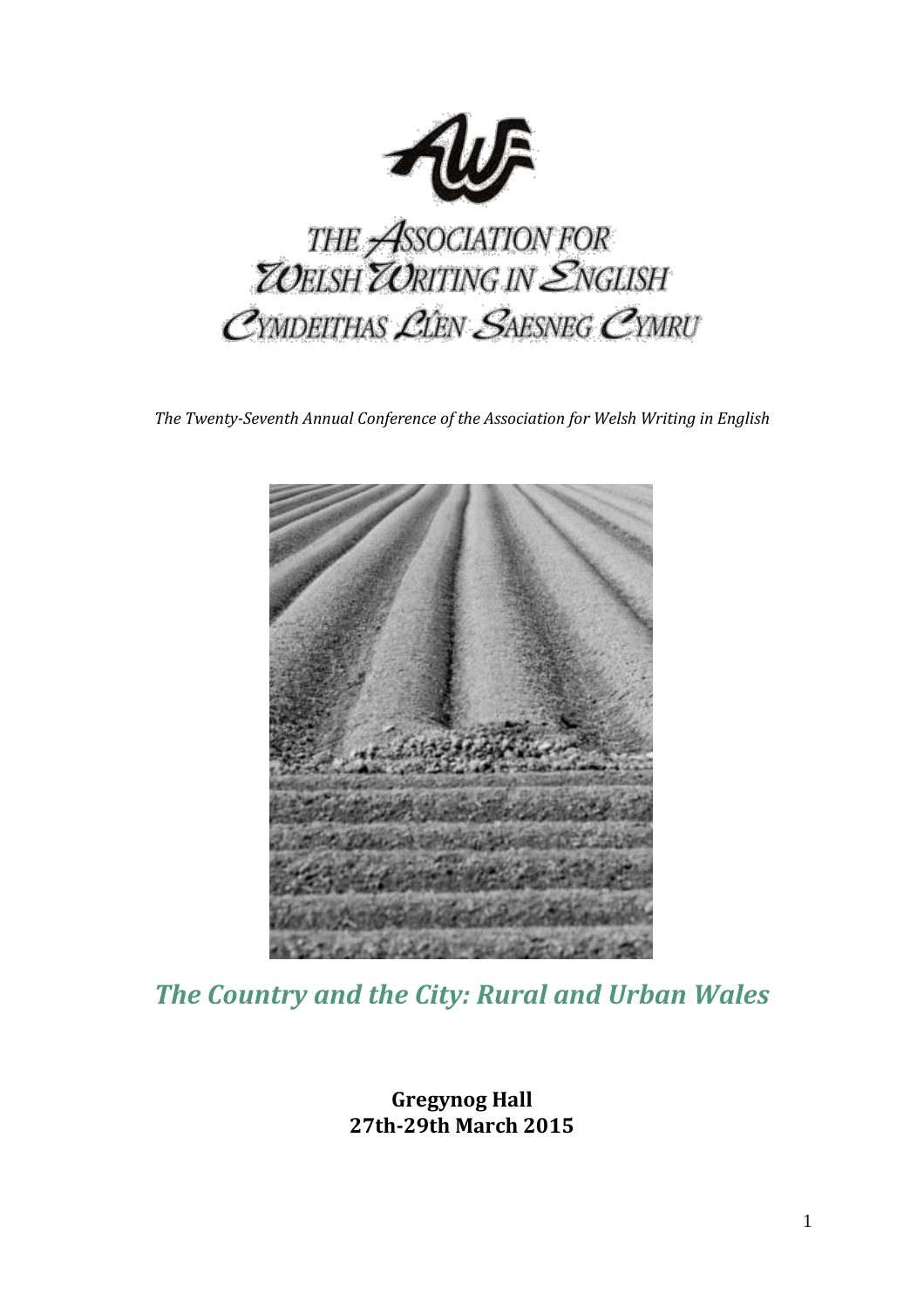THE ASSOCIATION FOR WELSH WRITING IN ENGLISH

CYMDEITHAS LÊN SAESNEG CYMRU

*The Twenty-Seventh Annual Conference of the Association for Welsh Writing in English*

# *The Country and the City: Rural and Urban Wales*

**Gregynog Hall**
**27th-29th March 2015**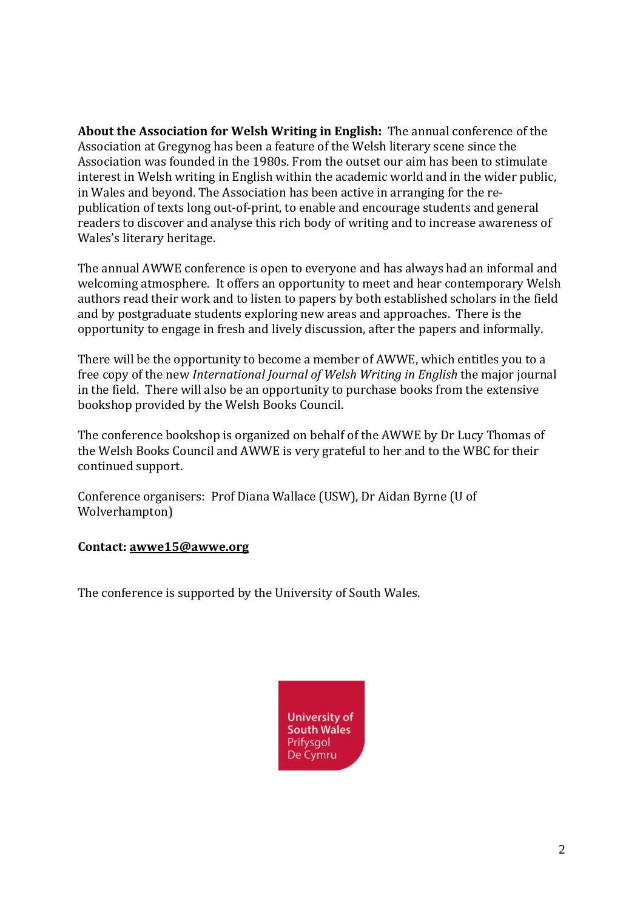**About the Association for Welsh Writing in English:** The annual conference of the Association at Gregynog has been a feature of the Welsh literary scene since the Association was founded in the 1980s. From the outset our aim has been to stimulate interest in Welsh writing in English within the academic world and in the wider public, in Wales and beyond. The Association has been active in arranging for the re-publication of texts long out-of-print, to enable and encourage students and general readers to discover and analyse this rich body of writing and to increase awareness of Wales's literary heritage.

The annual AWWE conference is open to everyone and has always had an informal and welcoming atmosphere. It offers an opportunity to meet and hear contemporary Welsh authors read their work and to listen to papers by both established scholars in the field and by postgraduate students exploring new areas and approaches. There is the opportunity to engage in fresh and lively discussion, after the papers and informally.

There will be the opportunity to become a member of AWWE, which entitles you to a free copy of the new *International Journal of Welsh Writing in English* the major journal in the field. There will also be an opportunity to purchase books from the extensive bookshop provided by the Welsh Books Council.

The conference bookshop is organized on behalf of the AWWE by Dr Lucy Thomas of the Welsh Books Council and AWWE is very grateful to her and to the WBC for their continued support.

Conference organisers: Prof Diana Wallace (USW), Dr Aidan Byrne (U of Wolverhampton)

**Contact: awwe15@awwe.org**

The conference is supported by the University of South Wales.

University of South Wales
Prifysgol De Cymru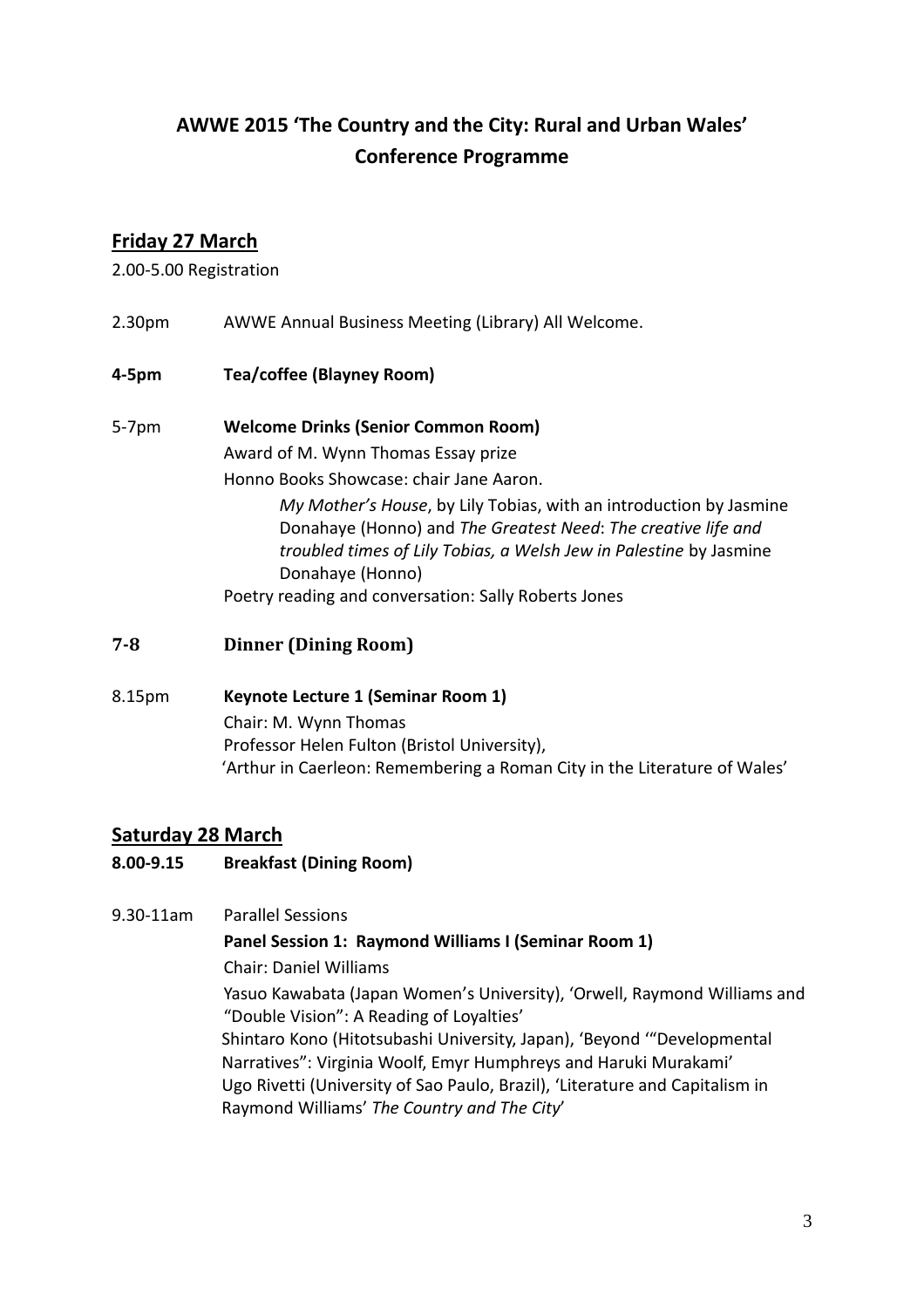# AWWE 2015 'The Country and the City: Rural and Urban Wales'
## Conference Programme

## Friday 27 March

2.00-5.00 Registration

2.30pm AWWE Annual Business Meeting (Library) All Welcome.

**4-5pm Tea/coffee (Blayney Room)**

5-7pm **Welcome Drinks (Senior Common Room)**

Award of M. Wynn Thomas Essay prize

Honno Books Showcase: chair Jane Aaron.

*My Mother's House*, by Lily Tobias, with an introduction by Jasmine Donahaye (Honno) and *The Greatest Need*: *The creative life and troubled times of Lily Tobias, a Welsh Jew in Palestine* by Jasmine Donahaye (Honno)

Poetry reading and conversation: Sally Roberts Jones

**7-8 Dinner (Dining Room)**

8.15pm **Keynote Lecture 1 (Seminar Room 1)**

Chair: M. Wynn Thomas

Professor Helen Fulton (Bristol University),

'Arthur in Caerleon: Remembering a Roman City in the Literature of Wales'

## Saturday 28 March

**8.00-9.15 Breakfast (Dining Room)**

9.30-11am Parallel Sessions

**Panel Session 1: Raymond Williams I (Seminar Room 1)**

Chair: Daniel Williams

Yasuo Kawabata (Japan Women's University), 'Orwell, Raymond Williams and "Double Vision": A Reading of Loyalties'

Shintaro Kono (Hitotsubashi University, Japan), 'Beyond '"Developmental Narratives": Virginia Woolf, Emyr Humphreys and Haruki Murakami'

Ugo Rivetti (University of Sao Paulo, Brazil), 'Literature and Capitalism in Raymond Williams' *The Country and The City*'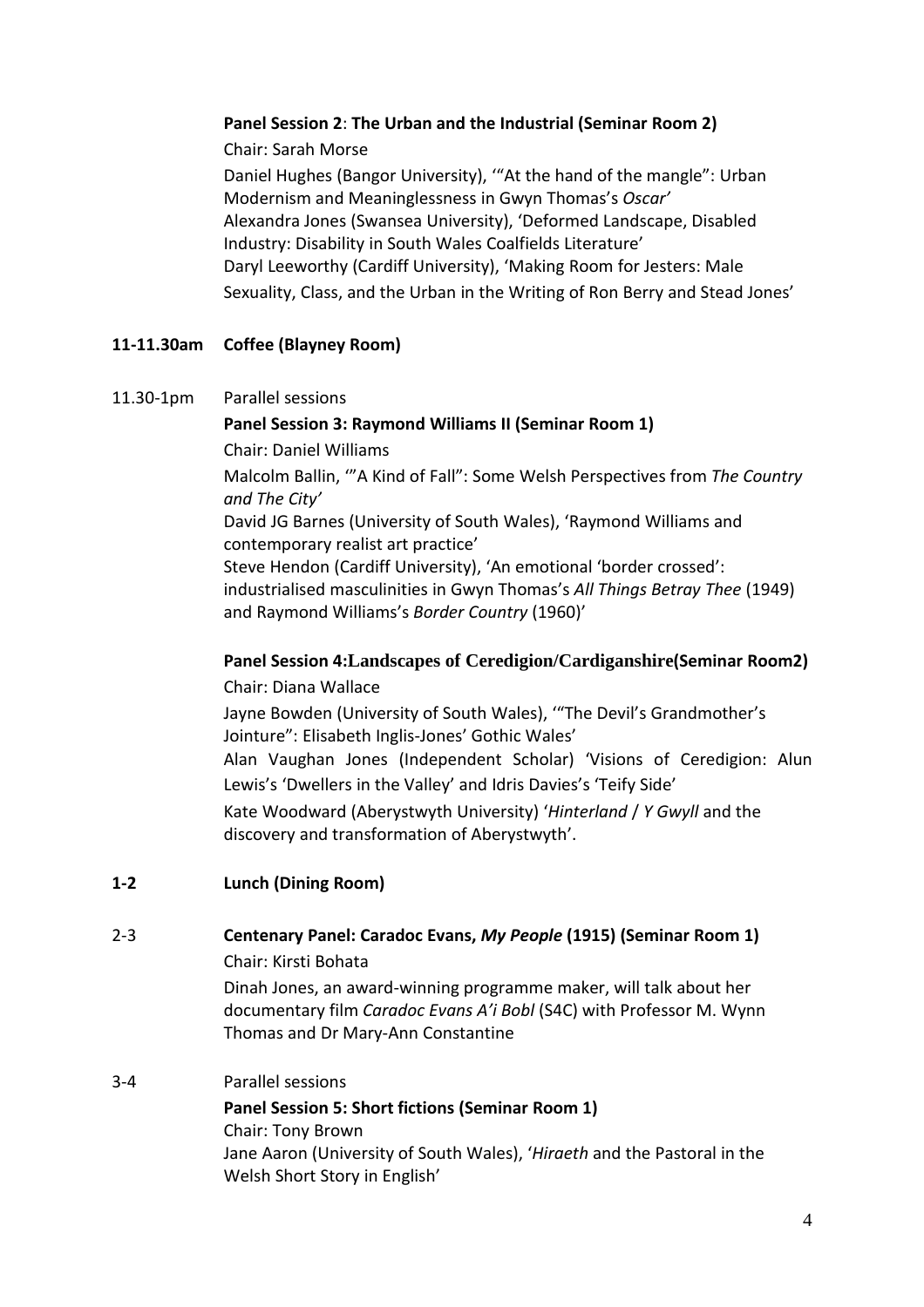**Panel Session 2**: **The Urban and the Industrial (Seminar Room 2)**

Chair: Sarah Morse

Daniel Hughes (Bangor University), '"At the hand of the mangle": Urban Modernism and Meaninglessness in Gwyn Thomas's *Oscar*'

Alexandra Jones (Swansea University), 'Deformed Landscape, Disabled Industry: Disability in South Wales Coalfields Literature'

Daryl Leeworthy (Cardiff University), 'Making Room for Jesters: Male Sexuality, Class, and the Urban in the Writing of Ron Berry and Stead Jones'

**11-11.30am Coffee (Blayney Room)**

11.30-1pm Parallel sessions

**Panel Session 3: Raymond Williams II (Seminar Room 1)**

Chair: Daniel Williams

Malcolm Ballin, '"A Kind of Fall": Some Welsh Perspectives from *The Country and The City*'

David JG Barnes (University of South Wales), 'Raymond Williams and contemporary realist art practice'

Steve Hendon (Cardiff University), 'An emotional 'border crossed': industrialised masculinities in Gwyn Thomas's *All Things Betray Thee* (1949) and Raymond Williams's *Border Country* (1960)'

**Panel Session 4:Landscapes of Ceredigion/Cardiganshire(Seminar Room2)**

Chair: Diana Wallace

Jayne Bowden (University of South Wales), '"The Devil's Grandmother's Jointure": Elisabeth Inglis-Jones' Gothic Wales'

Alan Vaughan Jones (Independent Scholar) 'Visions of Ceredigion: Alun Lewis's 'Dwellers in the Valley' and Idris Davies's 'Teify Side'

Kate Woodward (Aberystwyth University) '*Hinterland* / *Y Gwyll* and the discovery and transformation of Aberystwyth'.

**1-2 Lunch (Dining Room)**

**2-3 Centenary Panel: Caradoc Evans, *My People* (1915) (Seminar Room 1)**

Chair: Kirsti Bohata

Dinah Jones, an award-winning programme maker, will talk about her documentary film *Caradoc Evans A'i Bobl* (S4C) with Professor M. Wynn Thomas and Dr Mary-Ann Constantine

3-4 Parallel sessions

**Panel Session 5: Short fictions (Seminar Room 1)**

Chair: Tony Brown

Jane Aaron (University of South Wales), '*Hiraeth* and the Pastoral in the Welsh Short Story in English'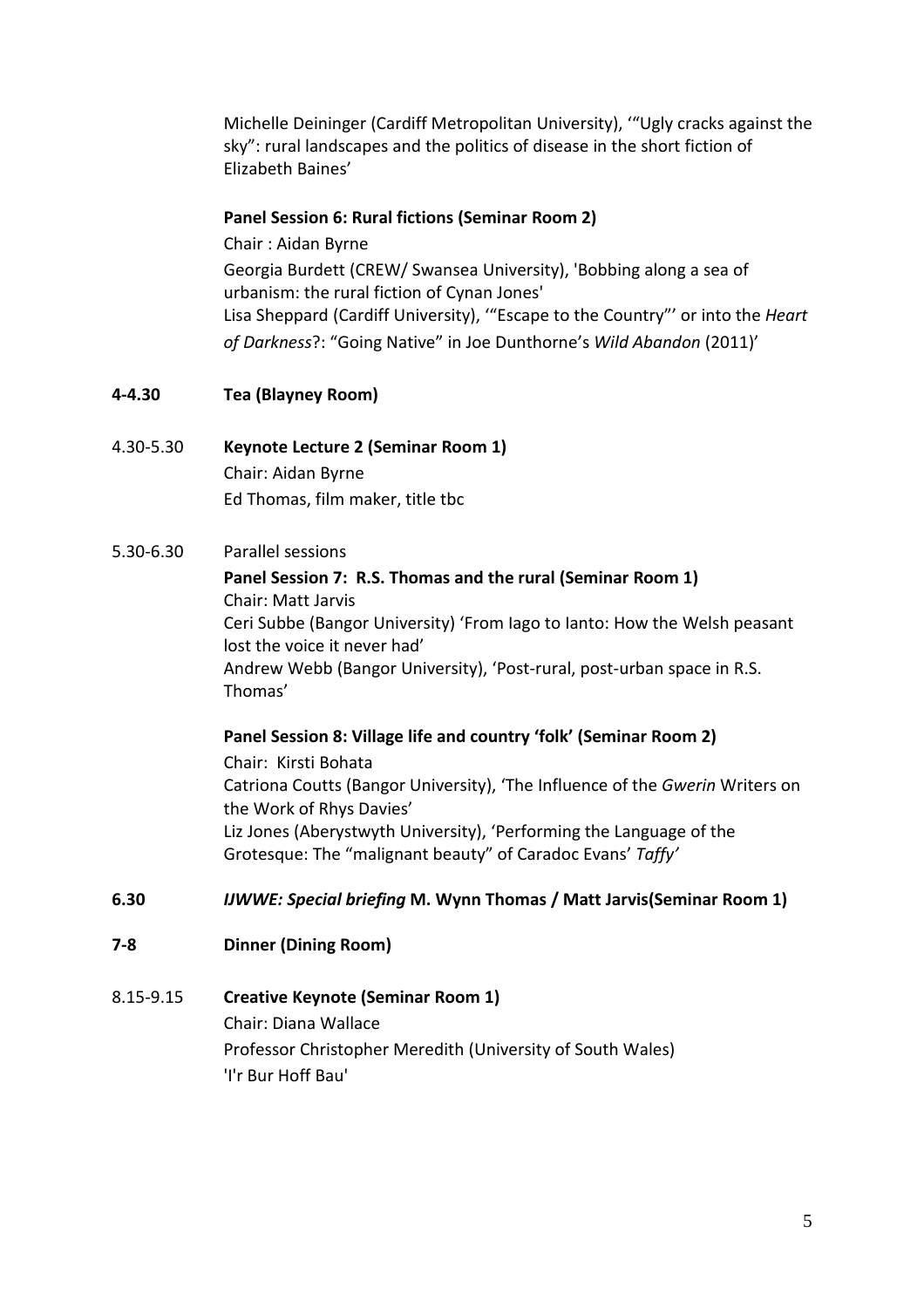Michelle Deininger (Cardiff Metropolitan University), '"Ugly cracks against the sky": rural landscapes and the politics of disease in the short fiction of Elizabeth Baines'

**Panel Session 6: Rural fictions (Seminar Room 2)**

Chair : Aidan Byrne

Georgia Burdett (CREW/ Swansea University), 'Bobbing along a sea of urbanism: the rural fiction of Cynan Jones'

Lisa Sheppard (Cardiff University), '"Escape to the Country"' or into the *Heart of Darkness*?: "Going Native" in Joe Dunthorne's *Wild Abandon* (2011)'

**4-4.30 Tea (Blayney Room)**

4.30-5.30 **Keynote Lecture 2 (Seminar Room 1)**

Chair: Aidan Byrne

Ed Thomas, film maker, title tbc

5.30-6.30 Parallel sessions

**Panel Session 7: R.S. Thomas and the rural (Seminar Room 1)**

Chair: Matt Jarvis

Ceri Subbe (Bangor University) 'From Iago to Ianto: How the Welsh peasant lost the voice it never had'

Andrew Webb (Bangor University), 'Post-rural, post-urban space in R.S. Thomas'

**Panel Session 8: Village life and country 'folk' (Seminar Room 2)**

Chair: Kirsti Bohata

Catriona Coutts (Bangor University), 'The Influence of the *Gwerin* Writers on the Work of Rhys Davies'

Liz Jones (Aberystwyth University), 'Performing the Language of the Grotesque: The "malignant beauty" of Caradoc Evans' *Taffy'*

**6.30 *IJWWE: Special briefing* M. Wynn Thomas / Matt Jarvis(Seminar Room 1)**

**7-8 Dinner (Dining Room)**

8.15-9.15 **Creative Keynote (Seminar Room 1)**

Chair: Diana Wallace

Professor Christopher Meredith (University of South Wales)

'I'r Bur Hoff Bau'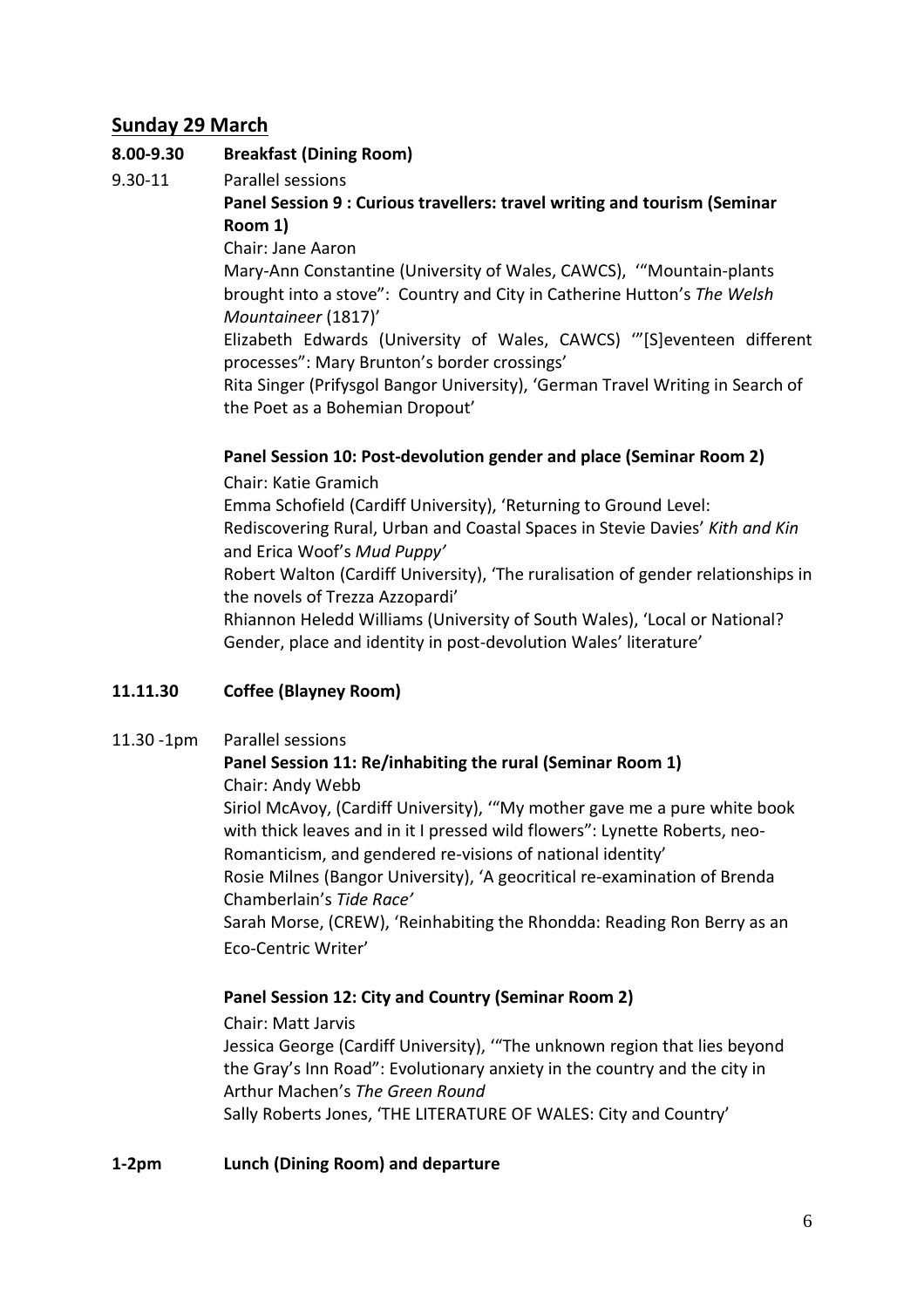## Sunday 29 March

**8.00-9.30 Breakfast (Dining Room)**

9.30-11 Parallel sessions

**Panel Session 9 : Curious travellers: travel writing and tourism (Seminar Room 1)**

Chair: Jane Aaron

Mary-Ann Constantine (University of Wales, CAWCS), '"Mountain-plants brought into a stove": Country and City in Catherine Hutton's *The Welsh Mountaineer* (1817)'

Elizabeth Edwards (University of Wales, CAWCS) '"[S]eventeen different processes": Mary Brunton's border crossings'

Rita Singer (Prifysgol Bangor University), 'German Travel Writing in Search of the Poet as a Bohemian Dropout'

**Panel Session 10: Post-devolution gender and place (Seminar Room 2)**

Chair: Katie Gramich

Emma Schofield (Cardiff University), 'Returning to Ground Level: Rediscovering Rural, Urban and Coastal Spaces in Stevie Davies' *Kith and Kin* and Erica Woof's *Mud Puppy'*

Robert Walton (Cardiff University), 'The ruralisation of gender relationships in the novels of Trezza Azzopardi'

Rhiannon Heledd Williams (University of South Wales), 'Local or National? Gender, place and identity in post-devolution Wales' literature'

**11.11.30 Coffee (Blayney Room)**

11.30 -1pm Parallel sessions

**Panel Session 11: Re/inhabiting the rural (Seminar Room 1)**

Chair: Andy Webb

Siriol McAvoy, (Cardiff University), '"My mother gave me a pure white book with thick leaves and in it I pressed wild flowers": Lynette Roberts, neo-Romanticism, and gendered re-visions of national identity'

Rosie Milnes (Bangor University), 'A geocritical re-examination of Brenda Chamberlain's *Tide Race'*

Sarah Morse, (CREW), 'Reinhabiting the Rhondda: Reading Ron Berry as an Eco-Centric Writer'

**Panel Session 12: City and Country (Seminar Room 2)**

Chair: Matt Jarvis

Jessica George (Cardiff University), '"The unknown region that lies beyond the Gray's Inn Road": Evolutionary anxiety in the country and the city in Arthur Machen's *The Green Round*

Sally Roberts Jones, 'THE LITERATURE OF WALES: City and Country'

**1-2pm Lunch (Dining Room) and departure**